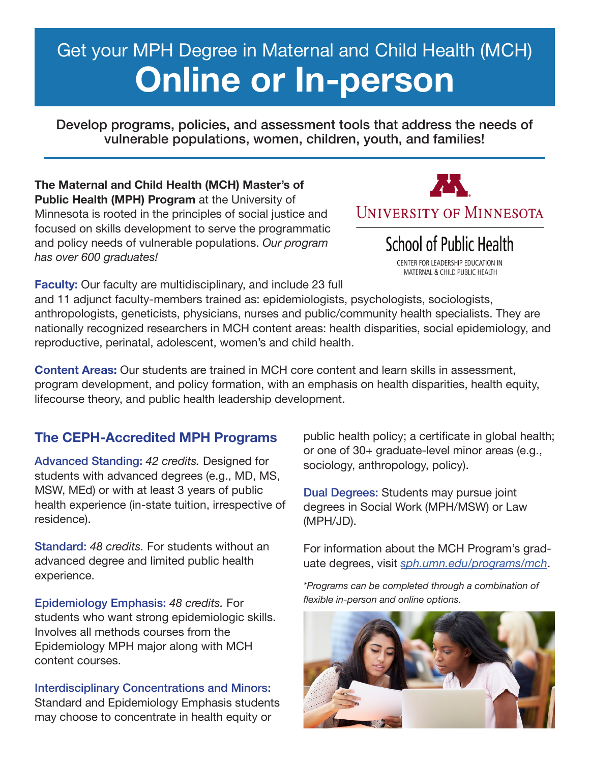# Get your MPH Degree in Maternal and Child Health (MCH)
# Online or In-person

**Develop programs, policies, and assessment tools that address the needs of vulnerable populations, women, children, youth, and families!**

---

**The Maternal and Child Health (MCH) Master's of Public Health (MPH) Program** at the University of Minnesota is rooted in the principles of social justice and focused on skills development to serve the programmatic and policy needs of vulnerable populations. *Our program has over 600 graduates!*

University of Minnesota
School of Public Health
CENTER FOR LEADERSHIP EDUCATION IN MATERNAL & CHILD PUBLIC HEALTH

**Faculty:** Our faculty are multidisciplinary, and include 23 full and 11 adjunct faculty-members trained as: epidemiologists, psychologists, sociologists, anthropologists, geneticists, physicians, nurses and public/community health specialists. They are nationally recognized researchers in MCH content areas: health disparities, social epidemiology, and reproductive, perinatal, adolescent, women's and child health.

**Content Areas:** Our students are trained in MCH core content and learn skills in assessment, program development, and policy formation, with an emphasis on health disparities, health equity, lifecourse theory, and public health leadership development.

## The CEPH-Accredited MPH Programs

**Advanced Standing:** *42 credits.* Designed for students with advanced degrees (e.g., MD, MS, MSW, MEd) or with at least 3 years of public health experience (in-state tuition, irrespective of residence).

**Standard:** *48 credits.* For students without an advanced degree and limited public health experience.

**Epidemiology Emphasis:** *48 credits.* For students who want strong epidemiologic skills. Involves all methods courses from the Epidemiology MPH major along with MCH content courses.

**Interdisciplinary Concentrations and Minors:** Standard and Epidemiology Emphasis students may choose to concentrate in health equity or public health policy; a certificate in global health; or one of 30+ graduate-level minor areas (e.g., sociology, anthropology, policy).

**Dual Degrees:** Students may pursue joint degrees in Social Work (MPH/MSW) or Law (MPH/JD).

For information about the MCH Program's graduate degrees, visit *sph.umn.edu/programs/mch*.

*\*Programs can be completed through a combination of flexible in-person and online options.*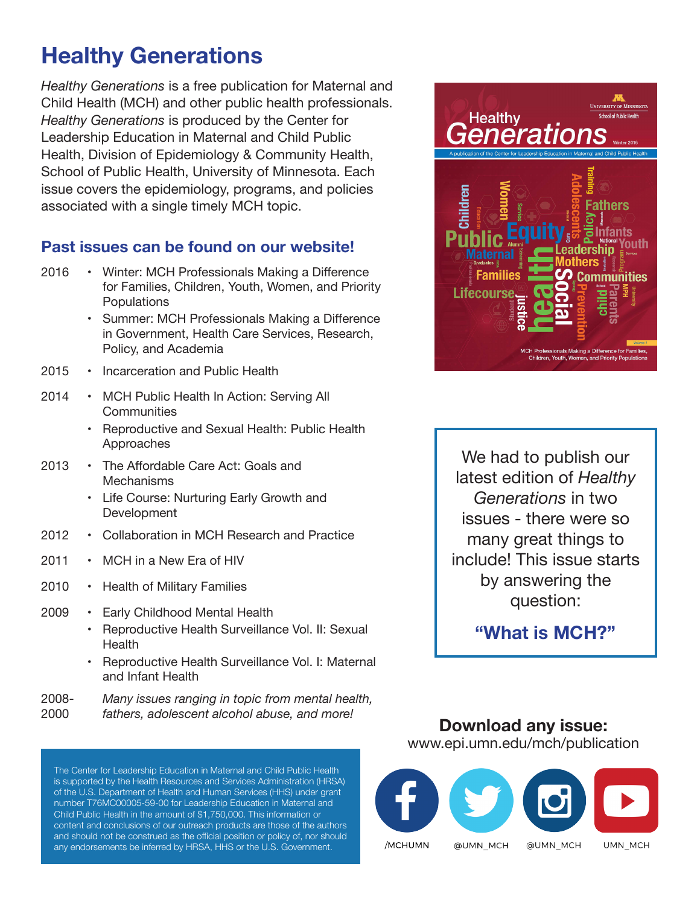# Healthy Generations

*Healthy Generations* is a free publication for Maternal and Child Health (MCH) and other public health professionals. *Healthy Generations* is produced by the Center for Leadership Education in Maternal and Child Public Health, Division of Epidemiology & Community Health, School of Public Health, University of Minnesota. Each issue covers the epidemiology, programs, and policies associated with a single timely MCH topic.

## Past issues can be found on our website!

2016
- Winter: MCH Professionals Making a Difference for Families, Children, Youth, Women, and Priority Populations
- Summer: MCH Professionals Making a Difference in Government, Health Care Services, Research, Policy, and Academia

2015
- Incarceration and Public Health

2014
- MCH Public Health In Action: Serving All Communities
- Reproductive and Sexual Health: Public Health Approaches

2013
- The Affordable Care Act: Goals and Mechanisms
- Life Course: Nurturing Early Growth and Development

2012
- Collaboration in MCH Research and Practice

2011
- MCH in a New Era of HIV

2010
- Health of Military Families

2009
- Early Childhood Mental Health
- Reproductive Health Surveillance Vol. II: Sexual Health
- Reproductive Health Surveillance Vol. I: Maternal and Infant Health

2008-2000 *Many issues ranging in topic from mental health, fathers, adolescent alcohol abuse, and more!*

Healthy Generations

University of Minnesota School of Public Health

Winter 2016

A publication of the Center for Leadership Education in Maternal and Child Public Health

MCH Professionals Making a Difference for Families, Children, Youth, Women, and Priority Populations

We had to publish our latest edition of *Healthy Generations* in two issues - there were so many great things to include! This issue starts by answering the question:

**"What is MCH?"**

**Download any issue:**
www.epi.umn.edu/mch/publication

/MCHUMN @UMN_MCH @UMN_MCH UMN_MCH

The Center for Leadership Education in Maternal and Child Public Health is supported by the Health Resources and Services Administration (HRSA) of the U.S. Department of Health and Human Services (HHS) under grant number T76MC00005-59-00 for Leadership Education in Maternal and Child Public Health in the amount of $1,750,000. This information or content and conclusions of our outreach products are those of the authors and should not be construed as the official position or policy of, nor should any endorsements be inferred by HRSA, HHS or the U.S. Government.